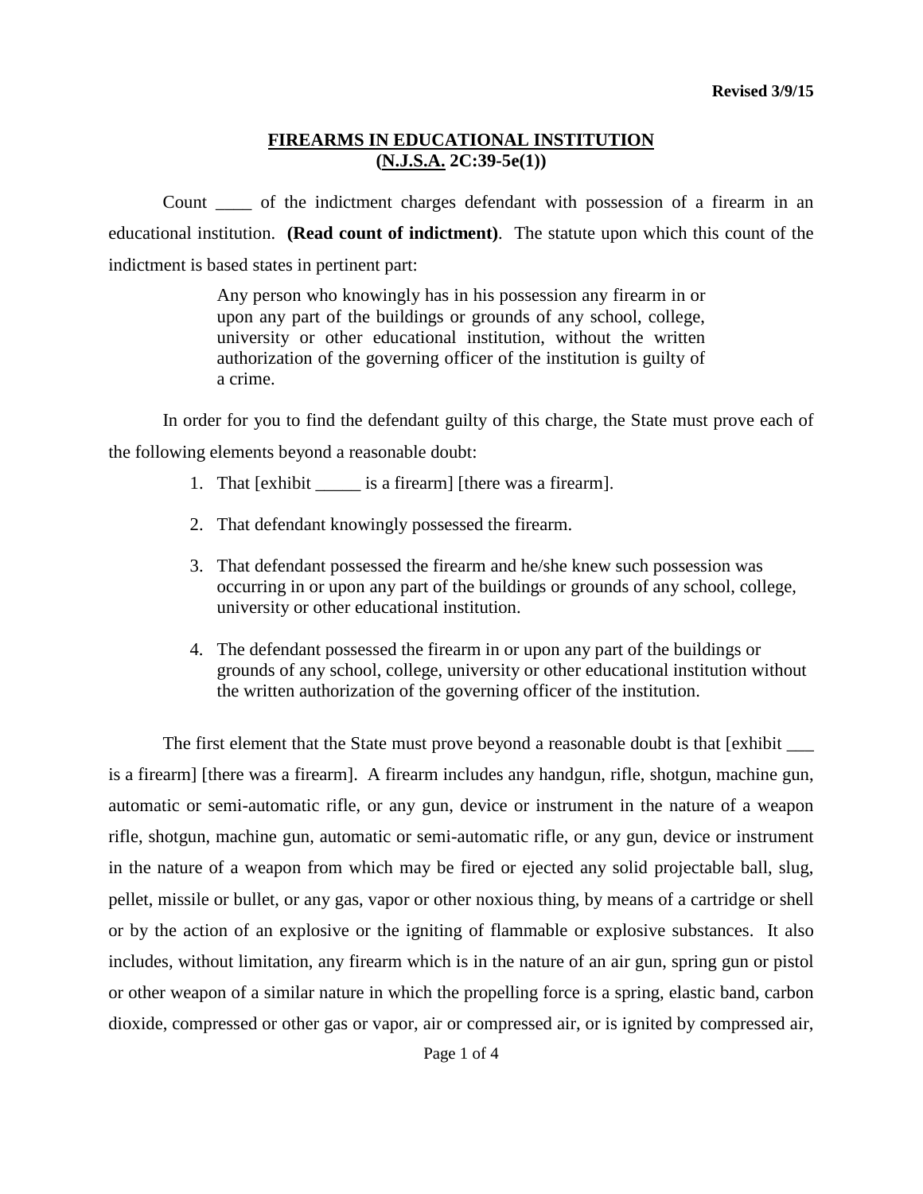**Revised 3/9/15**

## FIREARMS IN EDUCATIONAL INSTITUTION
## (N.J.S.A. 2C:39-5e(1))

Count ____ of the indictment charges defendant with possession of a firearm in an educational institution. **(Read count of indictment)**. The statute upon which this count of the indictment is based states in pertinent part:

> Any person who knowingly has in his possession any firearm in or upon any part of the buildings or grounds of any school, college, university or other educational institution, without the written authorization of the governing officer of the institution is guilty of a crime.

In order for you to find the defendant guilty of this charge, the State must prove each of the following elements beyond a reasonable doubt:

1. That [exhibit _____ is a firearm] [there was a firearm].
2. That defendant knowingly possessed the firearm.
3. That defendant possessed the firearm and he/she knew such possession was occurring in or upon any part of the buildings or grounds of any school, college, university or other educational institution.
4. The defendant possessed the firearm in or upon any part of the buildings or grounds of any school, college, university or other educational institution without the written authorization of the governing officer of the institution.

The first element that the State must prove beyond a reasonable doubt is that [exhibit ___ is a firearm] [there was a firearm]. A firearm includes any handgun, rifle, shotgun, machine gun, automatic or semi-automatic rifle, or any gun, device or instrument in the nature of a weapon rifle, shotgun, machine gun, automatic or semi-automatic rifle, or any gun, device or instrument in the nature of a weapon from which may be fired or ejected any solid projectable ball, slug, pellet, missile or bullet, or any gas, vapor or other noxious thing, by means of a cartridge or shell or by the action of an explosive or the igniting of flammable or explosive substances. It also includes, without limitation, any firearm which is in the nature of an air gun, spring gun or pistol or other weapon of a similar nature in which the propelling force is a spring, elastic band, carbon dioxide, compressed or other gas or vapor, air or compressed air, or is ignited by compressed air,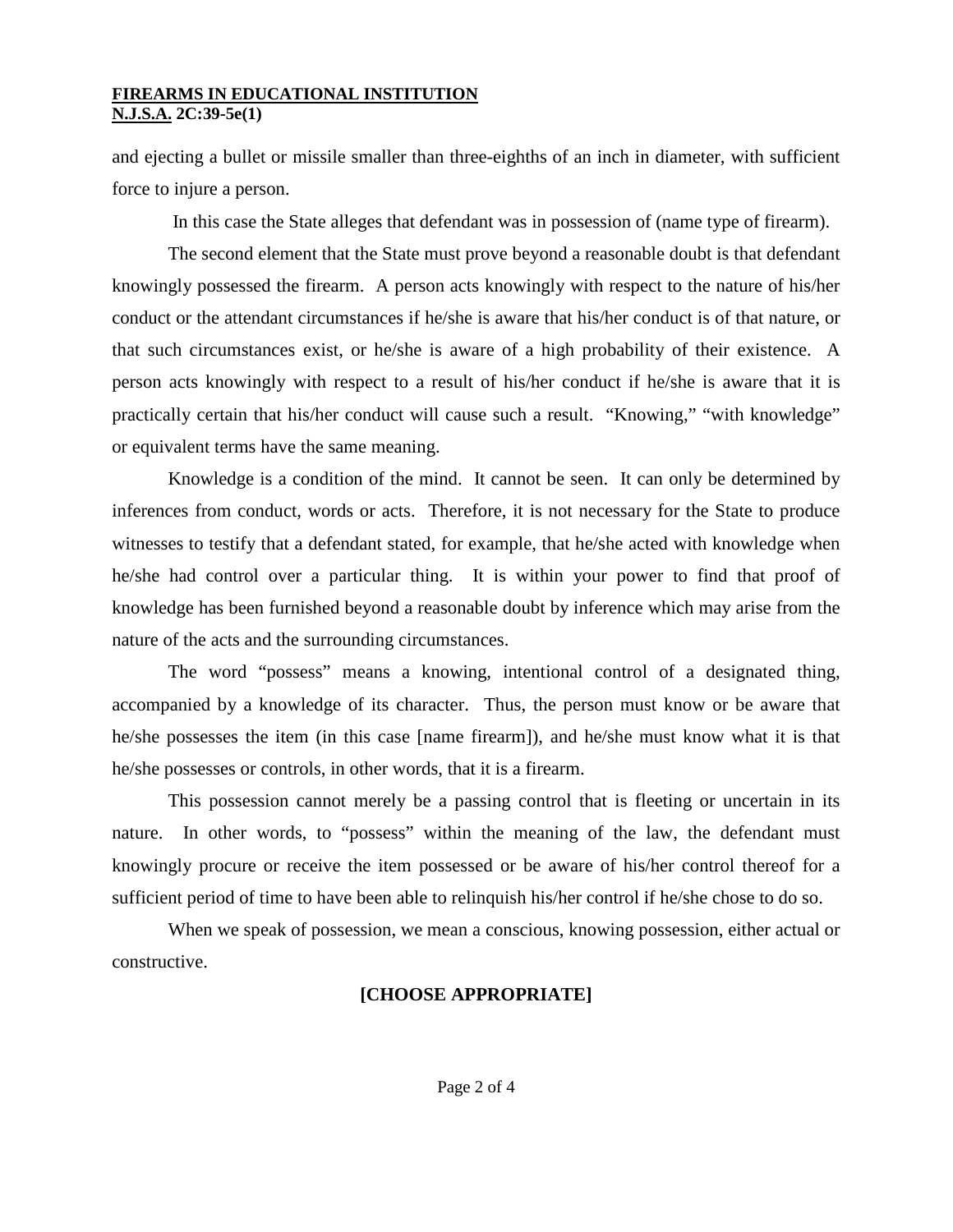and ejecting a bullet or missile smaller than three-eighths of an inch in diameter, with sufficient force to injure a person.

In this case the State alleges that defendant was in possession of (name type of firearm).

The second element that the State must prove beyond a reasonable doubt is that defendant knowingly possessed the firearm. A person acts knowingly with respect to the nature of his/her conduct or the attendant circumstances if he/she is aware that his/her conduct is of that nature, or that such circumstances exist, or he/she is aware of a high probability of their existence. A person acts knowingly with respect to a result of his/her conduct if he/she is aware that it is practically certain that his/her conduct will cause such a result. "Knowing," "with knowledge" or equivalent terms have the same meaning.

Knowledge is a condition of the mind. It cannot be seen. It can only be determined by inferences from conduct, words or acts. Therefore, it is not necessary for the State to produce witnesses to testify that a defendant stated, for example, that he/she acted with knowledge when he/she had control over a particular thing. It is within your power to find that proof of knowledge has been furnished beyond a reasonable doubt by inference which may arise from the nature of the acts and the surrounding circumstances.

The word "possess" means a knowing, intentional control of a designated thing, accompanied by a knowledge of its character. Thus, the person must know or be aware that he/she possesses the item (in this case [name firearm]), and he/she must know what it is that he/she possesses or controls, in other words, that it is a firearm.

This possession cannot merely be a passing control that is fleeting or uncertain in its nature. In other words, to "possess" within the meaning of the law, the defendant must knowingly procure or receive the item possessed or be aware of his/her control thereof for a sufficient period of time to have been able to relinquish his/her control if he/she chose to do so.

When we speak of possession, we mean a conscious, knowing possession, either actual or constructive.

**[CHOOSE APPROPRIATE]**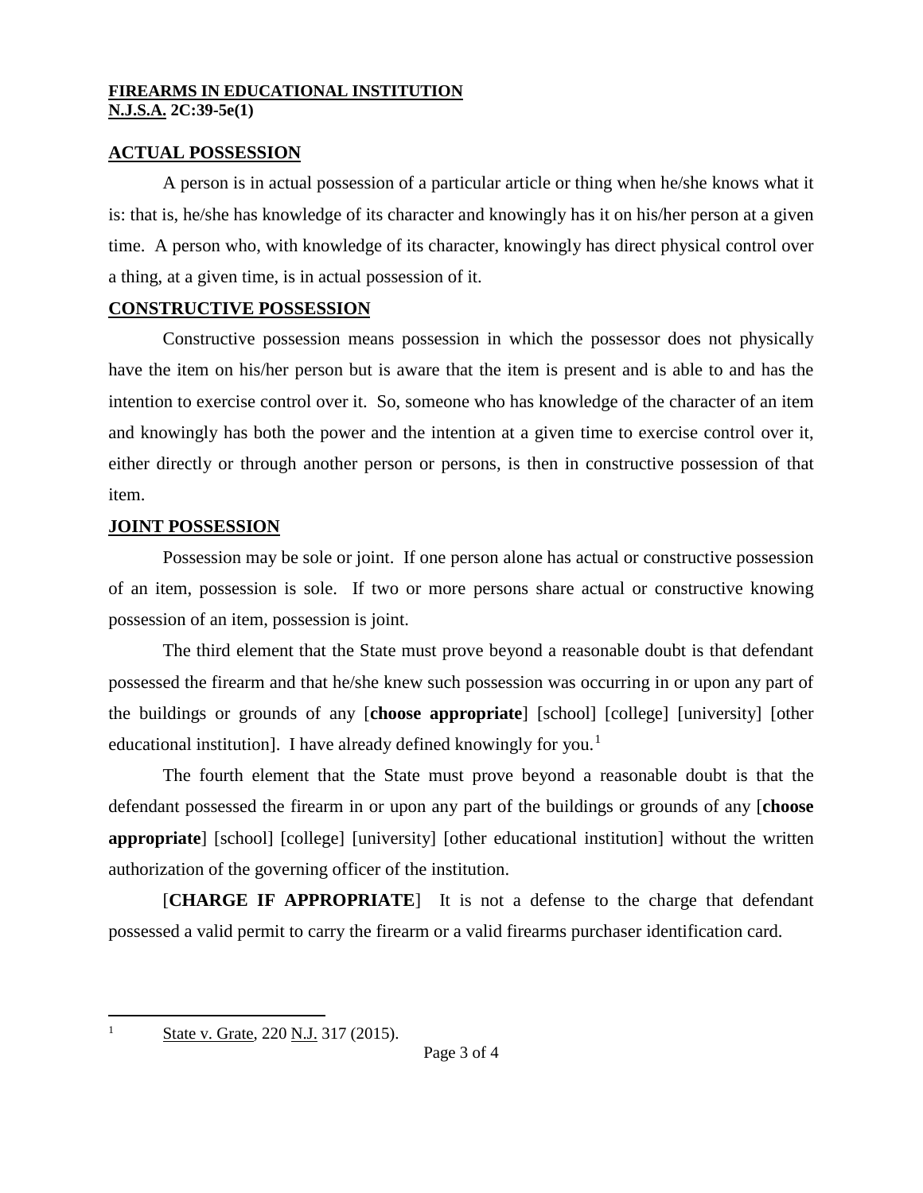## ACTUAL POSSESSION

A person is in actual possession of a particular article or thing when he/she knows what it is: that is, he/she has knowledge of its character and knowingly has it on his/her person at a given time. A person who, with knowledge of its character, knowingly has direct physical control over a thing, at a given time, is in actual possession of it.

## CONSTRUCTIVE POSSESSION

Constructive possession means possession in which the possessor does not physically have the item on his/her person but is aware that the item is present and is able to and has the intention to exercise control over it. So, someone who has knowledge of the character of an item and knowingly has both the power and the intention at a given time to exercise control over it, either directly or through another person or persons, is then in constructive possession of that item.

## JOINT POSSESSION

Possession may be sole or joint. If one person alone has actual or constructive possession of an item, possession is sole. If two or more persons share actual or constructive knowing possession of an item, possession is joint.

The third element that the State must prove beyond a reasonable doubt is that defendant possessed the firearm and that he/she knew such possession was occurring in or upon any part of the buildings or grounds of any [**choose appropriate**] [school] [college] [university] [other educational institution]. I have already defined knowingly for you.[1]

The fourth element that the State must prove beyond a reasonable doubt is that the defendant possessed the firearm in or upon any part of the buildings or grounds of any [**choose appropriate**] [school] [college] [university] [other educational institution] without the written authorization of the governing officer of the institution.

[**CHARGE IF APPROPRIATE**] It is not a defense to the charge that defendant possessed a valid permit to carry the firearm or a valid firearms purchaser identification card.

---

[1] State v. Grate, 220 N.J. 317 (2015).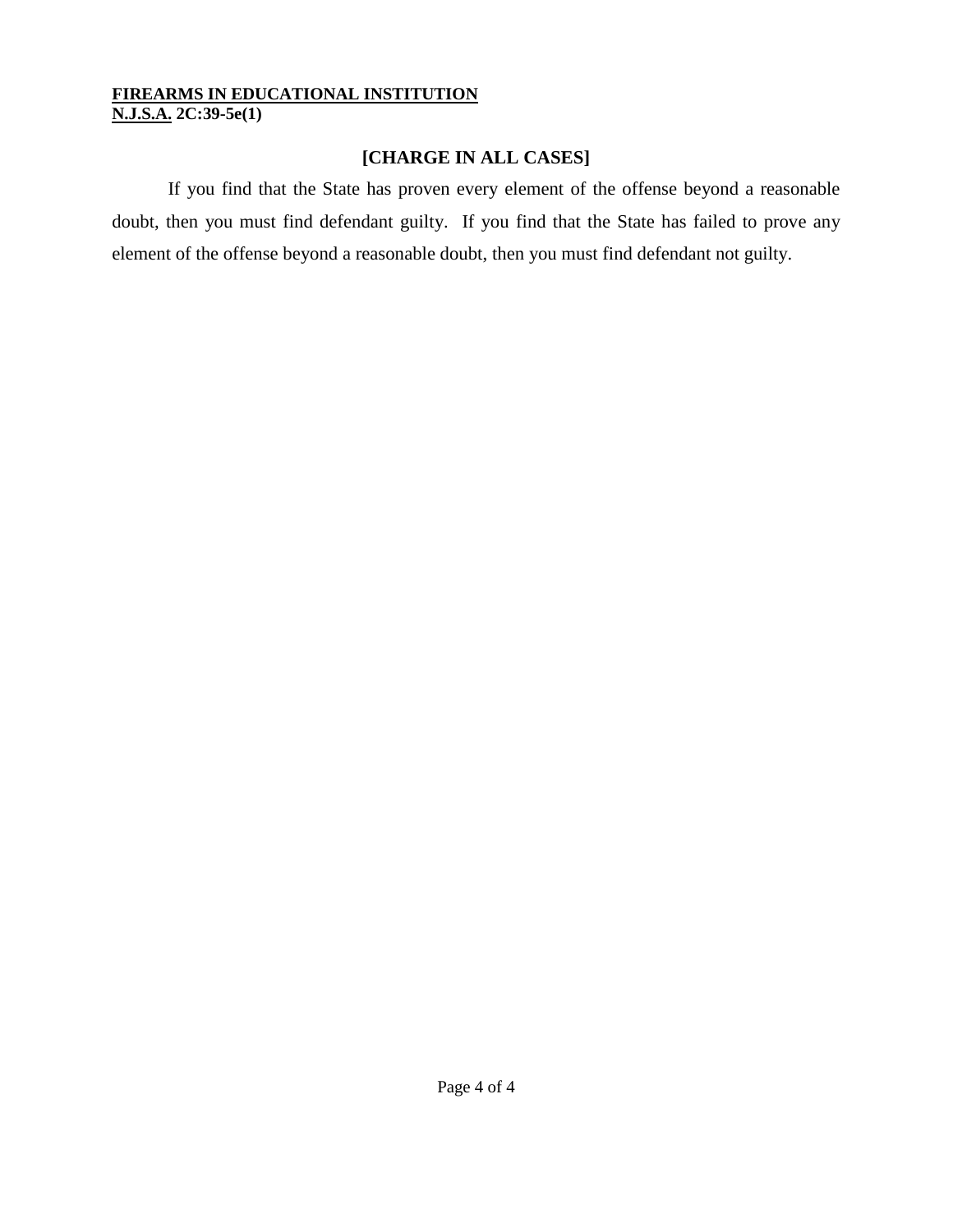## [CHARGE IN ALL CASES]

If you find that the State has proven every element of the offense beyond a reasonable doubt, then you must find defendant guilty. If you find that the State has failed to prove any element of the offense beyond a reasonable doubt, then you must find defendant not guilty.